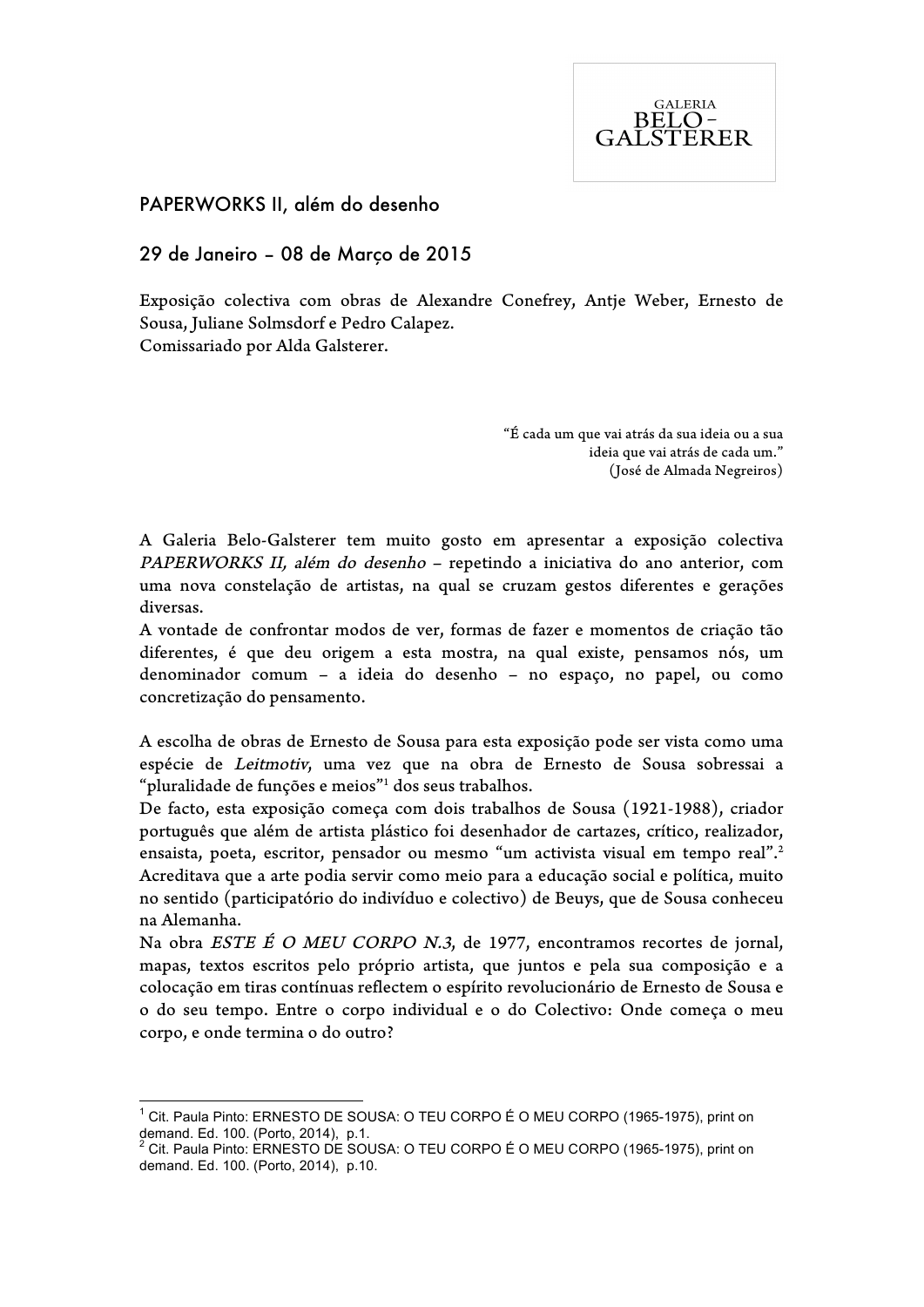GALERIA
BELO-
GALSTERER

# PAPERWORKS II, além do desenho

## 29 de Janeiro – 08 de Março de 2015

Exposição colectiva com obras de Alexandre Conefrey, Antje Weber, Ernesto de Sousa, Juliane Solmsdorf e Pedro Calapez.
Comissariado por Alda Galsterer.

> "É cada um que vai atrás da sua ideia ou a sua ideia que vai atrás de cada um."
> (José de Almada Negreiros)

A Galeria Belo-Galsterer tem muito gosto em apresentar a exposição colectiva *PAPERWORKS II, além do desenho* – repetindo a iniciativa do ano anterior, com uma nova constelação de artistas, na qual se cruzam gestos diferentes e gerações diversas.
A vontade de confrontar modos de ver, formas de fazer e momentos de criação tão diferentes, é que deu origem a esta mostra, na qual existe, pensamos nós, um denominador comum – a ideia do desenho – no espaço, no papel, ou como concretização do pensamento.

A escolha de obras de Ernesto de Sousa para esta exposição pode ser vista como uma espécie de *Leitmotiv*, uma vez que na obra de Ernesto de Sousa sobressai a "pluralidade de funções e meios"[1] dos seus trabalhos.
De facto, esta exposição começa com dois trabalhos de Sousa (1921-1988), criador português que além de artista plástico foi desenhador de cartazes, crítico, realizador, ensaista, poeta, escritor, pensador ou mesmo "um activista visual em tempo real".[2]
Acreditava que a arte podia servir como meio para a educação social e política, muito no sentido (participatório do indivíduo e colectivo) de Beuys, que de Sousa conheceu na Alemanha.
Na obra *ESTE É O MEU CORPO N.3*, de 1977, encontramos recortes de jornal, mapas, textos escritos pelo próprio artista, que juntos e pela sua composição e a colocação em tiras contínuas reflectem o espírito revolucionário de Ernesto de Sousa e o do seu tempo. Entre o corpo individual e o do Colectivo: Onde começa o meu corpo, e onde termina o do outro?

---

[1] Cit. Paula Pinto: ERNESTO DE SOUSA: O TEU CORPO É O MEU CORPO (1965-1975), print on demand. Ed. 100. (Porto, 2014), p.1.
[2] Cit. Paula Pinto: ERNESTO DE SOUSA: O TEU CORPO É O MEU CORPO (1965-1975), print on demand. Ed. 100. (Porto, 2014), p.10.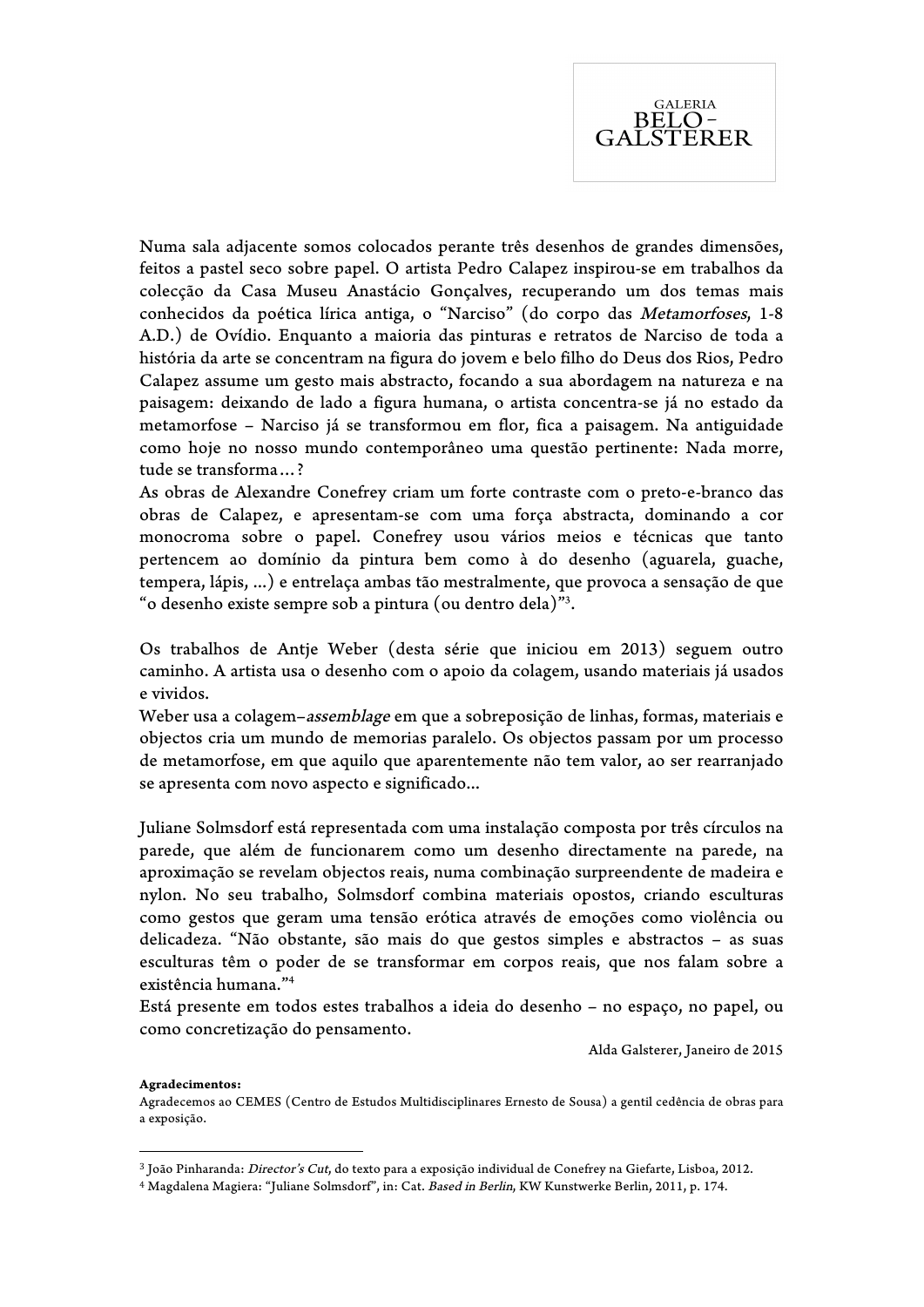Numa sala adjacente somos colocados perante três desenhos de grandes dimensões, feitos a pastel seco sobre papel. O artista Pedro Calapez inspirou-se em trabalhos da colecção da Casa Museu Anastácio Gonçalves, recuperando um dos temas mais conhecidos da poética lírica antiga, o "Narciso" (do corpo das *Metamorfoses*, 1-8 A.D.) de Ovídio. Enquanto a maioria das pinturas e retratos de Narciso de toda a história da arte se concentram na figura do jovem e belo filho do Deus dos Rios, Pedro Calapez assume um gesto mais abstracto, focando a sua abordagem na natureza e na paisagem: deixando de lado a figura humana, o artista concentra-se já no estado da metamorfose – Narciso já se transformou em flor, fica a paisagem. Na antiguidade como hoje no nosso mundo contemporâneo uma questão pertinente: Nada morre, tude se transforma…?
As obras de Alexandre Conefrey criam um forte contraste com o preto-e-branco das obras de Calapez, e apresentam-se com uma força abstracta, dominando a cor monocroma sobre o papel. Conefrey usou vários meios e técnicas que tanto pertencem ao domínio da pintura bem como à do desenho (aguarela, guache, tempera, lápis, ...) e entrelaça ambas tão mestralmente, que provoca a sensação de que "o desenho existe sempre sob a pintura (ou dentro dela)"[3].

Os trabalhos de Antje Weber (desta série que iniciou em 2013) seguem outro caminho. A artista usa o desenho com o apoio da colagem, usando materiais já usados e vividos.
Weber usa a colagem–*assemblage* em que a sobreposição de linhas, formas, materiais e objectos cria um mundo de memorias paralelo. Os objectos passam por um processo de metamorfose, em que aquilo que aparentemente não tem valor, ao ser rearranjado se apresenta com novo aspecto e significado...

Juliane Solmsdorf está representada com uma instalação composta por três círculos na parede, que além de funcionarem como um desenho directamente na parede, na aproximação se revelam objectos reais, numa combinação surpreendente de madeira e nylon. No seu trabalho, Solmsdorf combina materiais opostos, criando esculturas como gestos que geram uma tensão erótica através de emoções como violência ou delicadeza. "Não obstante, são mais do que gestos simples e abstractos – as suas esculturas têm o poder de se transformar em corpos reais, que nos falam sobre a existência humana."[4]
Está presente em todos estes trabalhos a ideia do desenho – no espaço, no papel, ou como concretização do pensamento.

Alda Galsterer, Janeiro de 2015

**Agradecimentos:**
Agradecemos ao CEMES (Centro de Estudos Multidisciplinares Ernesto de Sousa) a gentil cedência de obras para a exposição.

---

[3] João Pinharanda: *Director's Cut*, do texto para a exposição individual de Conefrey na Giefarte, Lisboa, 2012.
[4] Magdalena Magiera: "Juliane Solmsdorf", in: Cat. *Based in Berlin*, KW Kunstwerke Berlin, 2011, p. 174.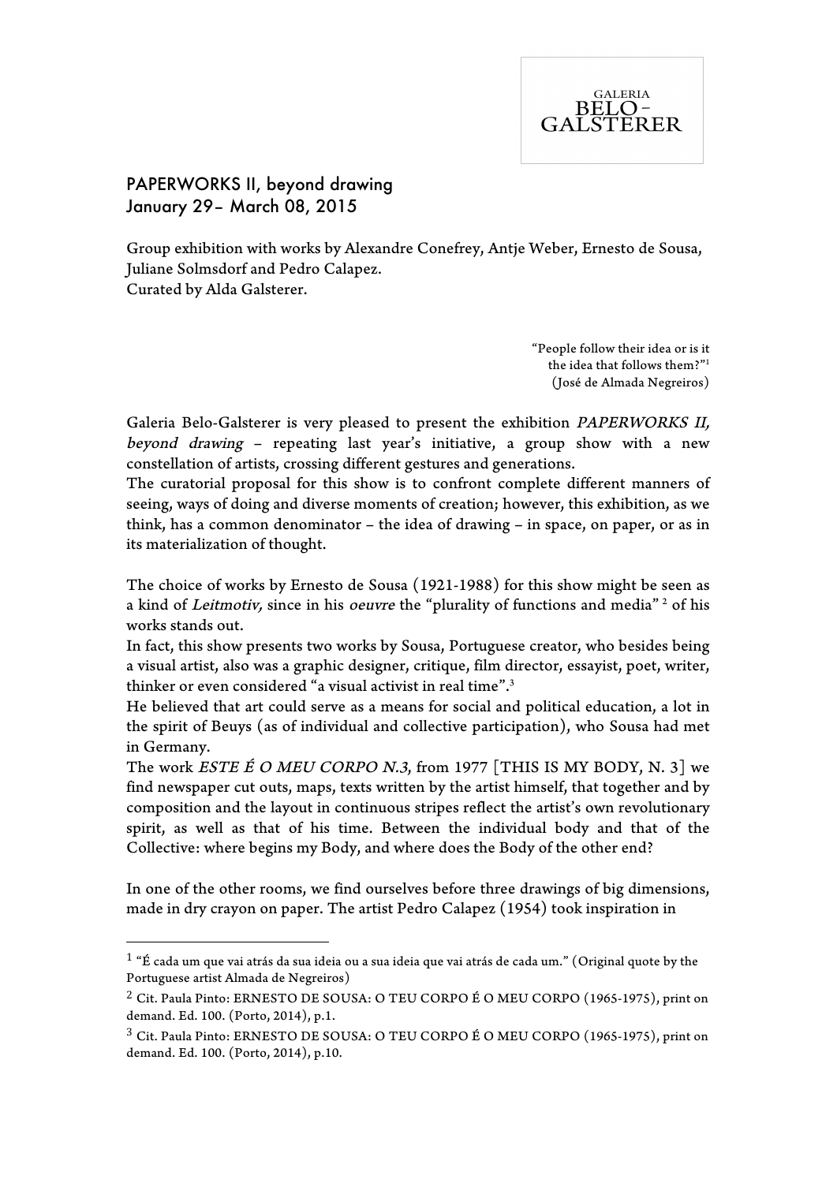GALERIA BELO-GALSTERER

# PAPERWORKS II, beyond drawing
## January 29– March 08, 2015

Group exhibition with works by Alexandre Conefrey, Antje Weber, Ernesto de Sousa, Juliane Solmsdorf and Pedro Calapez.
Curated by Alda Galsterer.

> "People follow their idea or is it the idea that follows them?"[1]
> (José de Almada Negreiros)

Galeria Belo-Galsterer is very pleased to present the exhibition *PAPERWORKS II, beyond drawing* – repeating last year's initiative, a group show with a new constellation of artists, crossing different gestures and generations.
The curatorial proposal for this show is to confront complete different manners of seeing, ways of doing and diverse moments of creation; however, this exhibition, as we think, has a common denominator – the idea of drawing – in space, on paper, or as in its materialization of thought.

The choice of works by Ernesto de Sousa (1921-1988) for this show might be seen as a kind of *Leitmotiv,* since in his *oeuvre* the "plurality of functions and media" [2] of his works stands out.
In fact, this show presents two works by Sousa, Portuguese creator, who besides being a visual artist, also was a graphic designer, critique, film director, essayist, poet, writer, thinker or even considered "a visual activist in real time".[3]
He believed that art could serve as a means for social and political education, a lot in the spirit of Beuys (as of individual and collective participation), who Sousa had met in Germany.
The work *ESTE É O MEU CORPO N.3*, from 1977 [THIS IS MY BODY, N. 3] we find newspaper cut outs, maps, texts written by the artist himself, that together and by composition and the layout in continuous stripes reflect the artist's own revolutionary spirit, as well as that of his time. Between the individual body and that of the Collective: where begins my Body, and where does the Body of the other end?

In one of the other rooms, we find ourselves before three drawings of big dimensions, made in dry crayon on paper. The artist Pedro Calapez (1954) took inspiration in

---

[1] "É cada um que vai atrás da sua ideia ou a sua ideia que vai atrás de cada um." (Original quote by the Portuguese artist Almada de Negreiros)

[2] Cit. Paula Pinto: ERNESTO DE SOUSA: O TEU CORPO É O MEU CORPO (1965-1975), print on demand. Ed. 100. (Porto, 2014), p.1.

[3] Cit. Paula Pinto: ERNESTO DE SOUSA: O TEU CORPO É O MEU CORPO (1965-1975), print on demand. Ed. 100. (Porto, 2014), p.10.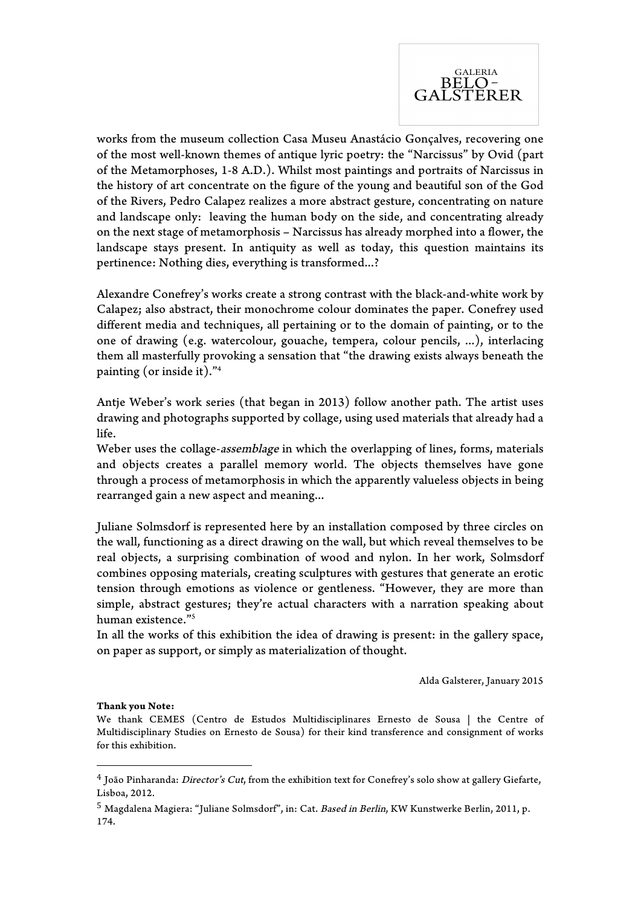works from the museum collection Casa Museu Anastácio Gonçalves, recovering one of the most well-known themes of antique lyric poetry: the "Narcissus" by Ovid (part of the Metamorphoses, 1-8 A.D.). Whilst most paintings and portraits of Narcissus in the history of art concentrate on the figure of the young and beautiful son of the God of the Rivers, Pedro Calapez realizes a more abstract gesture, concentrating on nature and landscape only: leaving the human body on the side, and concentrating already on the next stage of metamorphosis – Narcissus has already morphed into a flower, the landscape stays present. In antiquity as well as today, this question maintains its pertinence: Nothing dies, everything is transformed...?

Alexandre Conefrey's works create a strong contrast with the black-and-white work by Calapez; also abstract, their monochrome colour dominates the paper. Conefrey used different media and techniques, all pertaining or to the domain of painting, or to the one of drawing (e.g. watercolour, gouache, tempera, colour pencils, ...), interlacing them all masterfully provoking a sensation that "the drawing exists always beneath the painting (or inside it)."[4]

Antje Weber's work series (that began in 2013) follow another path. The artist uses drawing and photographs supported by collage, using used materials that already had a life.

Weber uses the collage-*assemblage* in which the overlapping of lines, forms, materials and objects creates a parallel memory world. The objects themselves have gone through a process of metamorphosis in which the apparently valueless objects in being rearranged gain a new aspect and meaning...

Juliane Solmsdorf is represented here by an installation composed by three circles on the wall, functioning as a direct drawing on the wall, but which reveal themselves to be real objects, a surprising combination of wood and nylon. In her work, Solmsdorf combines opposing materials, creating sculptures with gestures that generate an erotic tension through emotions as violence or gentleness. "However, they are more than simple, abstract gestures; they're actual characters with a narration speaking about human existence."[5]

In all the works of this exhibition the idea of drawing is present: in the gallery space, on paper as support, or simply as materialization of thought.

Alda Galsterer, January 2015

**Thank you Note:**

We thank CEMES (Centro de Estudos Multidisciplinares Ernesto de Sousa | the Centre of Multidisciplinary Studies on Ernesto de Sousa) for their kind transference and consignment of works for this exhibition.

---

[4] João Pinharanda: *Director's Cut*, from the exhibition text for Conefrey's solo show at gallery Giefarte, Lisboa, 2012.

[5] Magdalena Magiera: "Juliane Solmsdorf", in: Cat. *Based in Berlin*, KW Kunstwerke Berlin, 2011, p. 174.